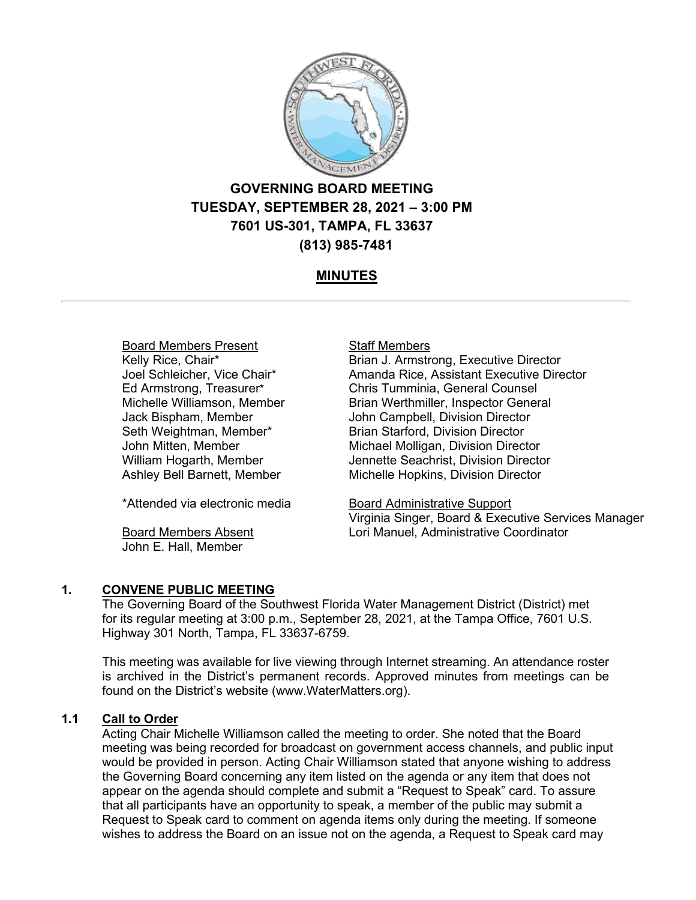# GOVERNING BOARD MEETING
# TUESDAY, SEPTEMBER 28, 2021 – 3:00 PM
# 7601 US-301, TAMPA, FL 33637
# (813) 985-7481

## MINUTES

---

Board Members Present
Kelly Rice, Chair*
Joel Schleicher, Vice Chair*
Ed Armstrong, Treasurer*
Michelle Williamson, Member
Jack Bispham, Member
Seth Weightman, Member*
John Mitten, Member
William Hogarth, Member
Ashley Bell Barnett, Member

*Attended via electronic media

Board Members Absent
John E. Hall, Member

Staff Members
Brian J. Armstrong, Executive Director
Amanda Rice, Assistant Executive Director
Chris Tumminia, General Counsel
Brian Werthmiller, Inspector General
John Campbell, Division Director
Brian Starford, Division Director
Michael Molligan, Division Director
Jennette Seachrist, Division Director
Michelle Hopkins, Division Director

Board Administrative Support
Virginia Singer, Board & Executive Services Manager
Lori Manuel, Administrative Coordinator

## 1. CONVENE PUBLIC MEETING

The Governing Board of the Southwest Florida Water Management District (District) met for its regular meeting at 3:00 p.m., September 28, 2021, at the Tampa Office, 7601 U.S. Highway 301 North, Tampa, FL 33637-6759.

This meeting was available for live viewing through Internet streaming. An attendance roster is archived in the District's permanent records. Approved minutes from meetings can be found on the District's website (www.WaterMatters.org).

### 1.1 Call to Order

Acting Chair Michelle Williamson called the meeting to order. She noted that the Board meeting was being recorded for broadcast on government access channels, and public input would be provided in person. Acting Chair Williamson stated that anyone wishing to address the Governing Board concerning any item listed on the agenda or any item that does not appear on the agenda should complete and submit a "Request to Speak" card. To assure that all participants have an opportunity to speak, a member of the public may submit a Request to Speak card to comment on agenda items only during the meeting. If someone wishes to address the Board on an issue not on the agenda, a Request to Speak card may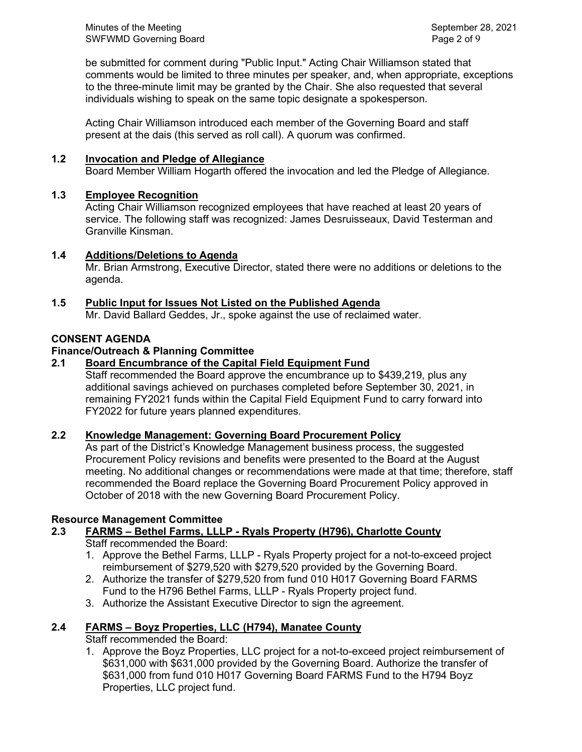be submitted for comment during "Public Input." Acting Chair Williamson stated that comments would be limited to three minutes per speaker, and, when appropriate, exceptions to the three-minute limit may be granted by the Chair. She also requested that several individuals wishing to speak on the same topic designate a spokesperson.

Acting Chair Williamson introduced each member of the Governing Board and staff present at the dais (this served as roll call). A quorum was confirmed.

**1.2 Invocation and Pledge of Allegiance**

Board Member William Hogarth offered the invocation and led the Pledge of Allegiance.

**1.3 Employee Recognition**

Acting Chair Williamson recognized employees that have reached at least 20 years of service. The following staff was recognized: James Desruisseaux, David Testerman and Granville Kinsman.

**1.4 Additions/Deletions to Agenda**

Mr. Brian Armstrong, Executive Director, stated there were no additions or deletions to the agenda.

**1.5 Public Input for Issues Not Listed on the Published Agenda**

Mr. David Ballard Geddes, Jr., spoke against the use of reclaimed water.

**CONSENT AGENDA**

**Finance/Outreach & Planning Committee**

**2.1 Board Encumbrance of the Capital Field Equipment Fund**

Staff recommended the Board approve the encumbrance up to $439,219, plus any additional savings achieved on purchases completed before September 30, 2021, in remaining FY2021 funds within the Capital Field Equipment Fund to carry forward into FY2022 for future years planned expenditures.

**2.2 Knowledge Management: Governing Board Procurement Policy**

As part of the District's Knowledge Management business process, the suggested Procurement Policy revisions and benefits were presented to the Board at the August meeting. No additional changes or recommendations were made at that time; therefore, staff recommended the Board replace the Governing Board Procurement Policy approved in October of 2018 with the new Governing Board Procurement Policy.

**Resource Management Committee**

**2.3 FARMS – Bethel Farms, LLLP - Ryals Property (H796), Charlotte County**

Staff recommended the Board:

1. Approve the Bethel Farms, LLLP - Ryals Property project for a not-to-exceed project reimbursement of $279,520 with $279,520 provided by the Governing Board.
2. Authorize the transfer of $279,520 from fund 010 H017 Governing Board FARMS Fund to the H796 Bethel Farms, LLLP - Ryals Property project fund.
3. Authorize the Assistant Executive Director to sign the agreement.

**2.4 FARMS – Boyz Properties, LLC (H794), Manatee County**

Staff recommended the Board:

1. Approve the Boyz Properties, LLC project for a not-to-exceed project reimbursement of $631,000 with $631,000 provided by the Governing Board. Authorize the transfer of $631,000 from fund 010 H017 Governing Board FARMS Fund to the H794 Boyz Properties, LLC project fund.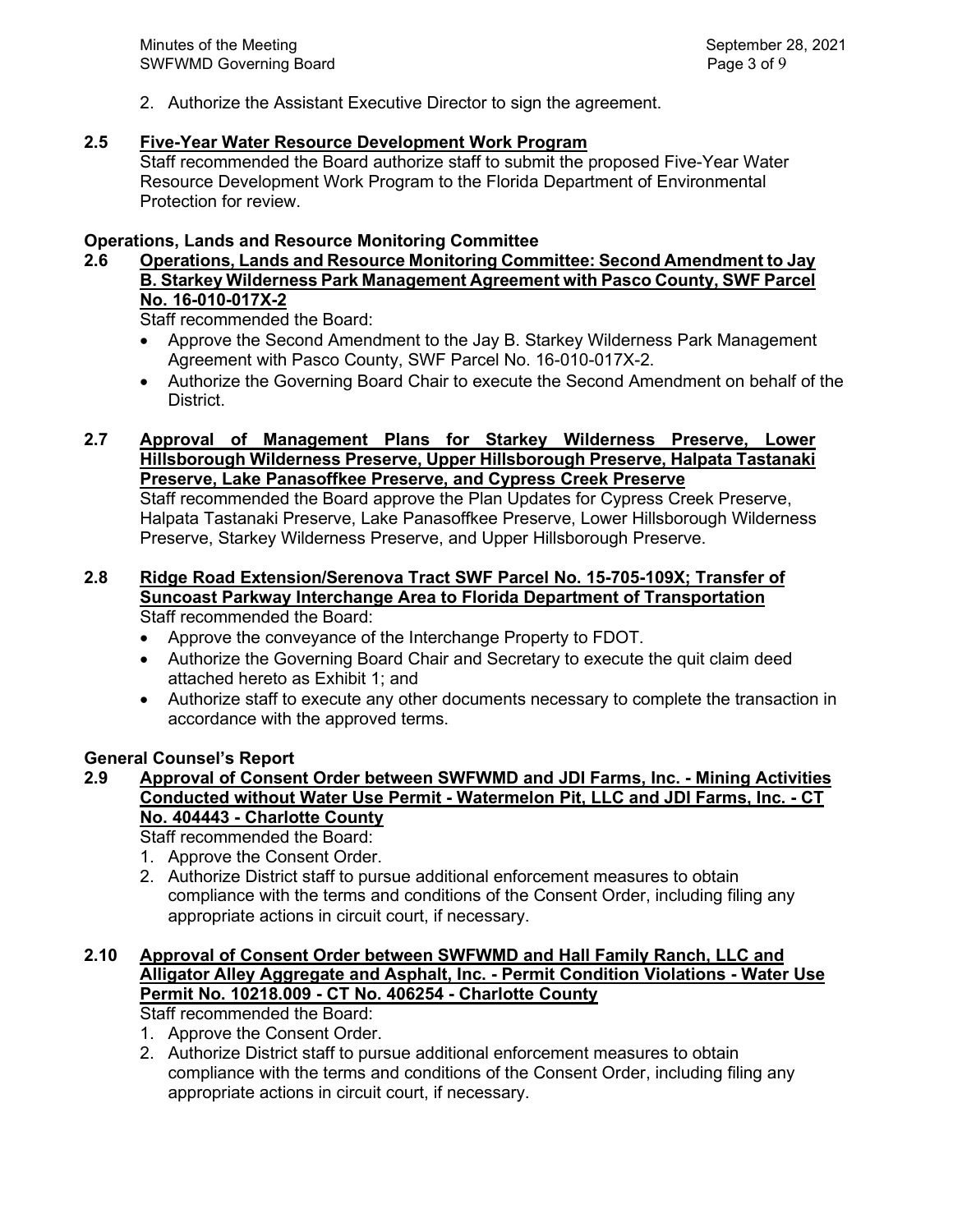2. Authorize the Assistant Executive Director to sign the agreement.

**2.5 Five-Year Water Resource Development Work Program**

Staff recommended the Board authorize staff to submit the proposed Five-Year Water Resource Development Work Program to the Florida Department of Environmental Protection for review.

**Operations, Lands and Resource Monitoring Committee**

**2.6 Operations, Lands and Resource Monitoring Committee: Second Amendment to Jay B. Starkey Wilderness Park Management Agreement with Pasco County, SWF Parcel No. 16-010-017X-2**

Staff recommended the Board:

- Approve the Second Amendment to the Jay B. Starkey Wilderness Park Management Agreement with Pasco County, SWF Parcel No. 16-010-017X-2.
- Authorize the Governing Board Chair to execute the Second Amendment on behalf of the District.

**2.7 Approval of Management Plans for Starkey Wilderness Preserve, Lower Hillsborough Wilderness Preserve, Upper Hillsborough Preserve, Halpata Tastanaki Preserve, Lake Panasoffkee Preserve, and Cypress Creek Preserve**

Staff recommended the Board approve the Plan Updates for Cypress Creek Preserve, Halpata Tastanaki Preserve, Lake Panasoffkee Preserve, Lower Hillsborough Wilderness Preserve, Starkey Wilderness Preserve, and Upper Hillsborough Preserve.

**2.8 Ridge Road Extension/Serenova Tract SWF Parcel No. 15-705-109X; Transfer of Suncoast Parkway Interchange Area to Florida Department of Transportation**

Staff recommended the Board:

- Approve the conveyance of the Interchange Property to FDOT.
- Authorize the Governing Board Chair and Secretary to execute the quit claim deed attached hereto as Exhibit 1; and
- Authorize staff to execute any other documents necessary to complete the transaction in accordance with the approved terms.

**General Counsel's Report**

**2.9 Approval of Consent Order between SWFWMD and JDI Farms, Inc. - Mining Activities Conducted without Water Use Permit - Watermelon Pit, LLC and JDI Farms, Inc. - CT No. 404443 - Charlotte County**

Staff recommended the Board:

1. Approve the Consent Order.
2. Authorize District staff to pursue additional enforcement measures to obtain compliance with the terms and conditions of the Consent Order, including filing any appropriate actions in circuit court, if necessary.

**2.10 Approval of Consent Order between SWFWMD and Hall Family Ranch, LLC and Alligator Alley Aggregate and Asphalt, Inc. - Permit Condition Violations - Water Use Permit No. 10218.009 - CT No. 406254 - Charlotte County**

Staff recommended the Board:

1. Approve the Consent Order.
2. Authorize District staff to pursue additional enforcement measures to obtain compliance with the terms and conditions of the Consent Order, including filing any appropriate actions in circuit court, if necessary.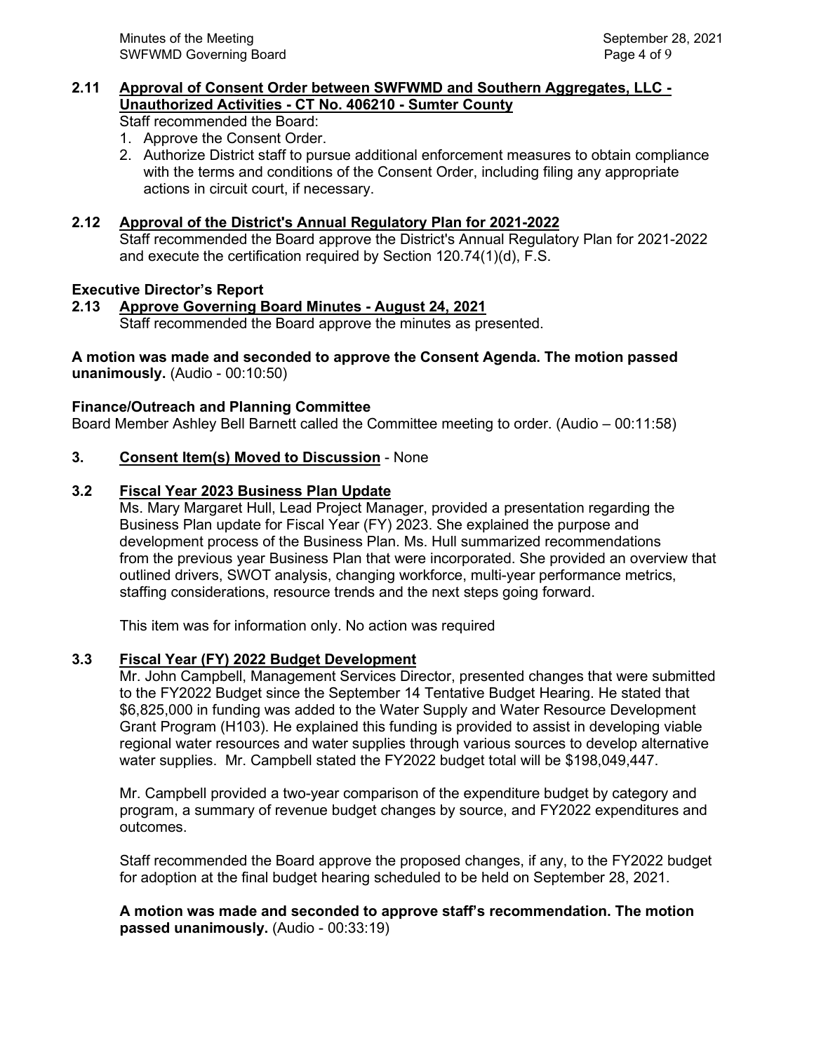### 2.11 Approval of Consent Order between SWFWMD and Southern Aggregates, LLC - Unauthorized Activities - CT No. 406210 - Sumter County

Staff recommended the Board:

1. Approve the Consent Order.
2. Authorize District staff to pursue additional enforcement measures to obtain compliance with the terms and conditions of the Consent Order, including filing any appropriate actions in circuit court, if necessary.

### 2.12 Approval of the District's Annual Regulatory Plan for 2021-2022

Staff recommended the Board approve the District's Annual Regulatory Plan for 2021-2022 and execute the certification required by Section 120.74(1)(d), F.S.

**Executive Director's Report**

### 2.13 Approve Governing Board Minutes - August 24, 2021

Staff recommended the Board approve the minutes as presented.

**A motion was made and seconded to approve the Consent Agenda. The motion passed unanimously.** (Audio - 00:10:50)

**Finance/Outreach and Planning Committee**

Board Member Ashley Bell Barnett called the Committee meeting to order. (Audio – 00:11:58)

### 3. Consent Item(s) Moved to Discussion - None

### 3.2 Fiscal Year 2023 Business Plan Update

Ms. Mary Margaret Hull, Lead Project Manager, provided a presentation regarding the Business Plan update for Fiscal Year (FY) 2023. She explained the purpose and development process of the Business Plan. Ms. Hull summarized recommendations from the previous year Business Plan that were incorporated. She provided an overview that outlined drivers, SWOT analysis, changing workforce, multi-year performance metrics, staffing considerations, resource trends and the next steps going forward.

This item was for information only. No action was required

### 3.3 Fiscal Year (FY) 2022 Budget Development

Mr. John Campbell, Management Services Director, presented changes that were submitted to the FY2022 Budget since the September 14 Tentative Budget Hearing. He stated that $6,825,000 in funding was added to the Water Supply and Water Resource Development Grant Program (H103). He explained this funding is provided to assist in developing viable regional water resources and water supplies through various sources to develop alternative water supplies. Mr. Campbell stated the FY2022 budget total will be $198,049,447.

Mr. Campbell provided a two-year comparison of the expenditure budget by category and program, a summary of revenue budget changes by source, and FY2022 expenditures and outcomes.

Staff recommended the Board approve the proposed changes, if any, to the FY2022 budget for adoption at the final budget hearing scheduled to be held on September 28, 2021.

**A motion was made and seconded to approve staff's recommendation. The motion passed unanimously.** (Audio - 00:33:19)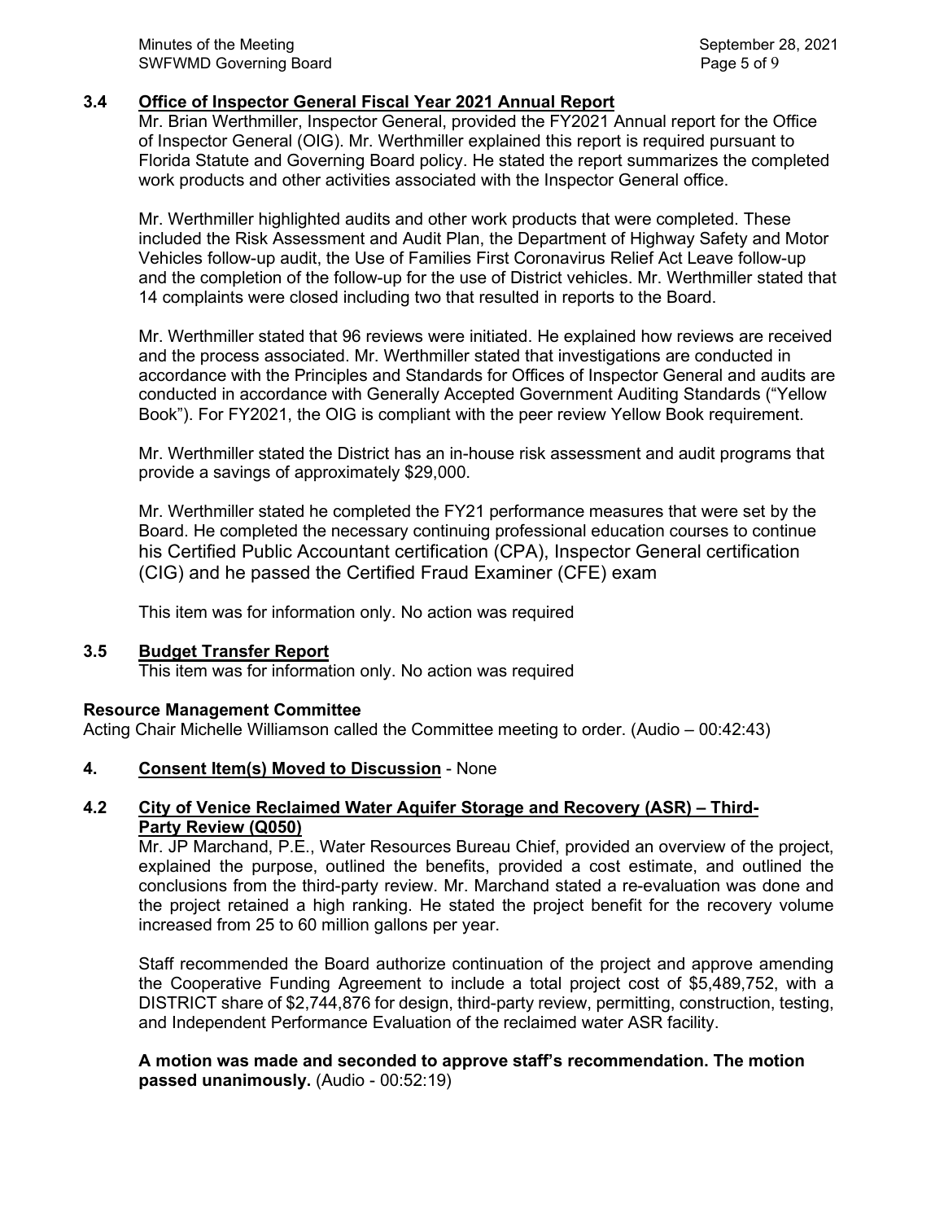### 3.4 Office of Inspector General Fiscal Year 2021 Annual Report

Mr. Brian Werthmiller, Inspector General, provided the FY2021 Annual report for the Office of Inspector General (OIG). Mr. Werthmiller explained this report is required pursuant to Florida Statute and Governing Board policy. He stated the report summarizes the completed work products and other activities associated with the Inspector General office.

Mr. Werthmiller highlighted audits and other work products that were completed. These included the Risk Assessment and Audit Plan, the Department of Highway Safety and Motor Vehicles follow-up audit, the Use of Families First Coronavirus Relief Act Leave follow-up and the completion of the follow-up for the use of District vehicles. Mr. Werthmiller stated that 14 complaints were closed including two that resulted in reports to the Board.

Mr. Werthmiller stated that 96 reviews were initiated. He explained how reviews are received and the process associated. Mr. Werthmiller stated that investigations are conducted in accordance with the Principles and Standards for Offices of Inspector General and audits are conducted in accordance with Generally Accepted Government Auditing Standards ("Yellow Book"). For FY2021, the OIG is compliant with the peer review Yellow Book requirement.

Mr. Werthmiller stated the District has an in-house risk assessment and audit programs that provide a savings of approximately $29,000.

Mr. Werthmiller stated he completed the FY21 performance measures that were set by the Board. He completed the necessary continuing professional education courses to continue his Certified Public Accountant certification (CPA), Inspector General certification (CIG) and he passed the Certified Fraud Examiner (CFE) exam

This item was for information only. No action was required

### 3.5 Budget Transfer Report

This item was for information only. No action was required

**Resource Management Committee**

Acting Chair Michelle Williamson called the Committee meeting to order. (Audio – 00:42:43)

### 4. Consent Item(s) Moved to Discussion - None

### 4.2 City of Venice Reclaimed Water Aquifer Storage and Recovery (ASR) – Third-Party Review (Q050)

Mr. JP Marchand, P.E., Water Resources Bureau Chief, provided an overview of the project, explained the purpose, outlined the benefits, provided a cost estimate, and outlined the conclusions from the third-party review. Mr. Marchand stated a re-evaluation was done and the project retained a high ranking. He stated the project benefit for the recovery volume increased from 25 to 60 million gallons per year.

Staff recommended the Board authorize continuation of the project and approve amending the Cooperative Funding Agreement to include a total project cost of $5,489,752, with a DISTRICT share of $2,744,876 for design, third-party review, permitting, construction, testing, and Independent Performance Evaluation of the reclaimed water ASR facility.

**A motion was made and seconded to approve staff's recommendation. The motion passed unanimously.** (Audio - 00:52:19)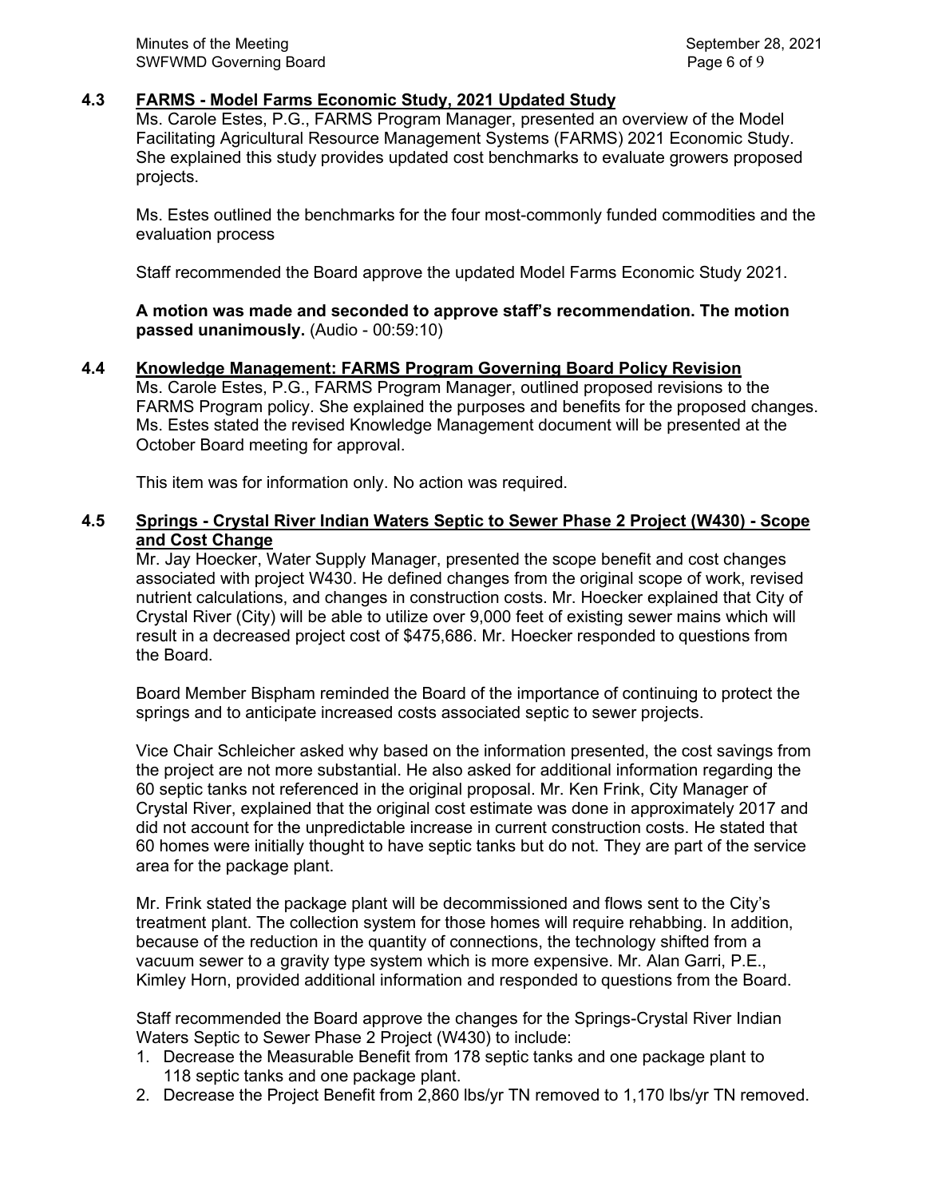## 4.3 FARMS - Model Farms Economic Study, 2021 Updated Study

Ms. Carole Estes, P.G., FARMS Program Manager, presented an overview of the Model Facilitating Agricultural Resource Management Systems (FARMS) 2021 Economic Study. She explained this study provides updated cost benchmarks to evaluate growers proposed projects.

Ms. Estes outlined the benchmarks for the four most-commonly funded commodities and the evaluation process

Staff recommended the Board approve the updated Model Farms Economic Study 2021.

**A motion was made and seconded to approve staff's recommendation. The motion passed unanimously.** (Audio - 00:59:10)

## 4.4 Knowledge Management: FARMS Program Governing Board Policy Revision

Ms. Carole Estes, P.G., FARMS Program Manager, outlined proposed revisions to the FARMS Program policy. She explained the purposes and benefits for the proposed changes. Ms. Estes stated the revised Knowledge Management document will be presented at the October Board meeting for approval.

This item was for information only. No action was required.

## 4.5 Springs - Crystal River Indian Waters Septic to Sewer Phase 2 Project (W430) - Scope and Cost Change

Mr. Jay Hoecker, Water Supply Manager, presented the scope benefit and cost changes associated with project W430. He defined changes from the original scope of work, revised nutrient calculations, and changes in construction costs. Mr. Hoecker explained that City of Crystal River (City) will be able to utilize over 9,000 feet of existing sewer mains which will result in a decreased project cost of $475,686. Mr. Hoecker responded to questions from the Board.

Board Member Bispham reminded the Board of the importance of continuing to protect the springs and to anticipate increased costs associated septic to sewer projects.

Vice Chair Schleicher asked why based on the information presented, the cost savings from the project are not more substantial. He also asked for additional information regarding the 60 septic tanks not referenced in the original proposal. Mr. Ken Frink, City Manager of Crystal River, explained that the original cost estimate was done in approximately 2017 and did not account for the unpredictable increase in current construction costs. He stated that 60 homes were initially thought to have septic tanks but do not. They are part of the service area for the package plant.

Mr. Frink stated the package plant will be decommissioned and flows sent to the City's treatment plant. The collection system for those homes will require rehabbing. In addition, because of the reduction in the quantity of connections, the technology shifted from a vacuum sewer to a gravity type system which is more expensive. Mr. Alan Garri, P.E., Kimley Horn, provided additional information and responded to questions from the Board.

Staff recommended the Board approve the changes for the Springs-Crystal River Indian Waters Septic to Sewer Phase 2 Project (W430) to include:

1. Decrease the Measurable Benefit from 178 septic tanks and one package plant to 118 septic tanks and one package plant.
2. Decrease the Project Benefit from 2,860 lbs/yr TN removed to 1,170 lbs/yr TN removed.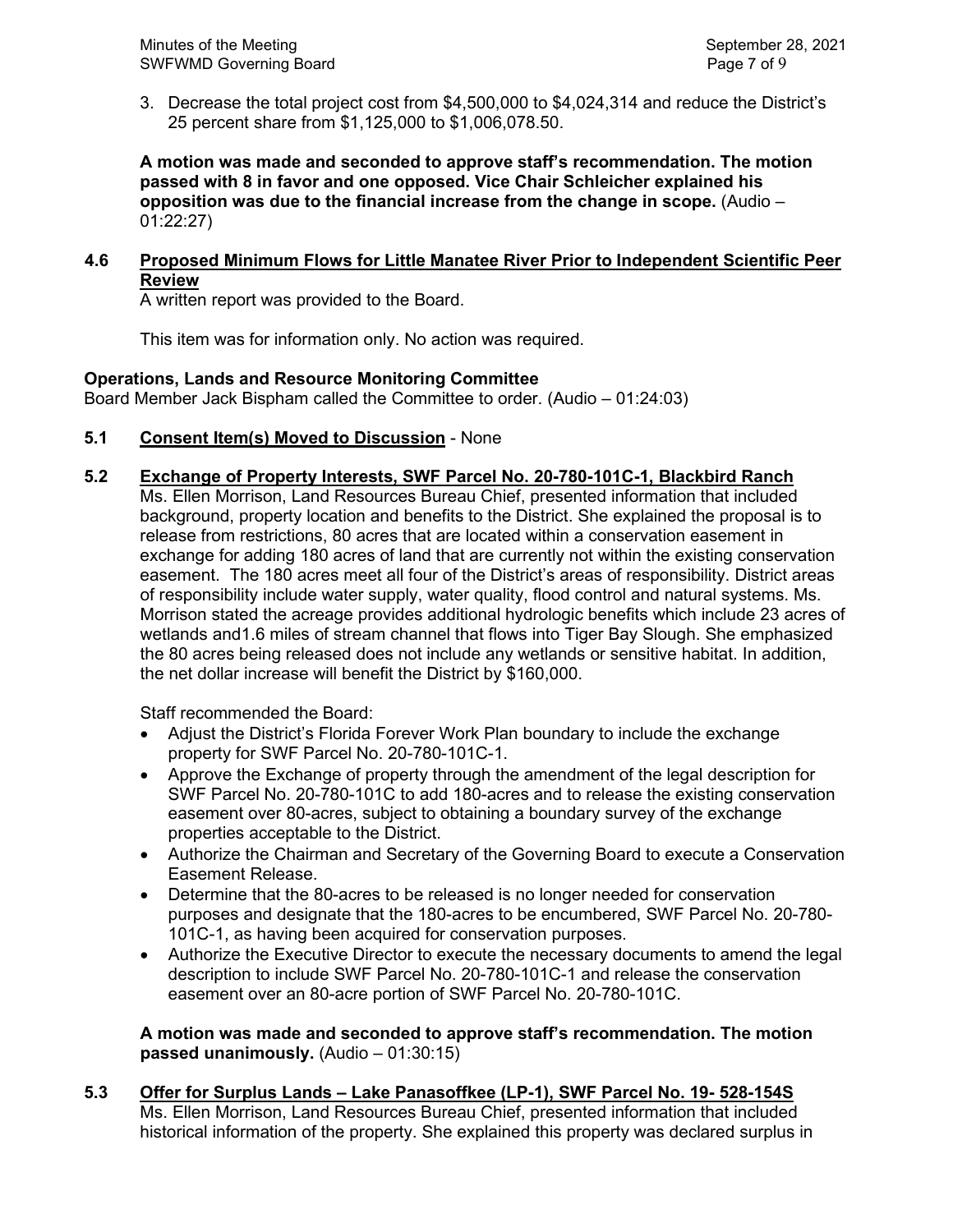3. Decrease the total project cost from $4,500,000 to $4,024,314 and reduce the District's 25 percent share from $1,125,000 to $1,006,078.50.

**A motion was made and seconded to approve staff's recommendation. The motion passed with 8 in favor and one opposed. Vice Chair Schleicher explained his opposition was due to the financial increase from the change in scope.** (Audio – 01:22:27)

**4.6 Proposed Minimum Flows for Little Manatee River Prior to Independent Scientific Peer Review**

A written report was provided to the Board.

This item was for information only. No action was required.

**Operations, Lands and Resource Monitoring Committee**

Board Member Jack Bispham called the Committee to order. (Audio – 01:24:03)

**5.1 Consent Item(s) Moved to Discussion** - None

**5.2 Exchange of Property Interests, SWF Parcel No. 20-780-101C-1, Blackbird Ranch**

Ms. Ellen Morrison, Land Resources Bureau Chief, presented information that included background, property location and benefits to the District. She explained the proposal is to release from restrictions, 80 acres that are located within a conservation easement in exchange for adding 180 acres of land that are currently not within the existing conservation easement. The 180 acres meet all four of the District's areas of responsibility. District areas of responsibility include water supply, water quality, flood control and natural systems. Ms. Morrison stated the acreage provides additional hydrologic benefits which include 23 acres of wetlands and1.6 miles of stream channel that flows into Tiger Bay Slough. She emphasized the 80 acres being released does not include any wetlands or sensitive habitat. In addition, the net dollar increase will benefit the District by $160,000.

Staff recommended the Board:

- Adjust the District's Florida Forever Work Plan boundary to include the exchange property for SWF Parcel No. 20-780-101C-1.
- Approve the Exchange of property through the amendment of the legal description for SWF Parcel No. 20-780-101C to add 180-acres and to release the existing conservation easement over 80-acres, subject to obtaining a boundary survey of the exchange properties acceptable to the District.
- Authorize the Chairman and Secretary of the Governing Board to execute a Conservation Easement Release.
- Determine that the 80-acres to be released is no longer needed for conservation purposes and designate that the 180-acres to be encumbered, SWF Parcel No. 20-780-101C-1, as having been acquired for conservation purposes.
- Authorize the Executive Director to execute the necessary documents to amend the legal description to include SWF Parcel No. 20-780-101C-1 and release the conservation easement over an 80-acre portion of SWF Parcel No. 20-780-101C.

**A motion was made and seconded to approve staff's recommendation. The motion passed unanimously.** (Audio – 01:30:15)

**5.3 Offer for Surplus Lands – Lake Panasoffkee (LP-1), SWF Parcel No. 19- 528-154S**

Ms. Ellen Morrison, Land Resources Bureau Chief, presented information that included historical information of the property. She explained this property was declared surplus in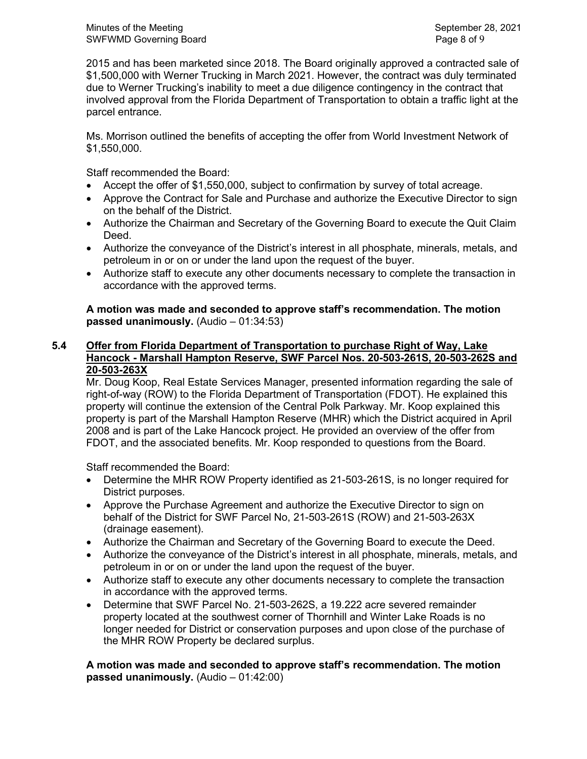2015 and has been marketed since 2018. The Board originally approved a contracted sale of $1,500,000 with Werner Trucking in March 2021. However, the contract was duly terminated due to Werner Trucking's inability to meet a due diligence contingency in the contract that involved approval from the Florida Department of Transportation to obtain a traffic light at the parcel entrance.

Ms. Morrison outlined the benefits of accepting the offer from World Investment Network of $1,550,000.

Staff recommended the Board:

- Accept the offer of $1,550,000, subject to confirmation by survey of total acreage.
- Approve the Contract for Sale and Purchase and authorize the Executive Director to sign on the behalf of the District.
- Authorize the Chairman and Secretary of the Governing Board to execute the Quit Claim Deed.
- Authorize the conveyance of the District's interest in all phosphate, minerals, metals, and petroleum in or on or under the land upon the request of the buyer.
- Authorize staff to execute any other documents necessary to complete the transaction in accordance with the approved terms.

**A motion was made and seconded to approve staff's recommendation. The motion passed unanimously.** (Audio – 01:34:53)

### 5.4 Offer from Florida Department of Transportation to purchase Right of Way, Lake Hancock - Marshall Hampton Reserve, SWF Parcel Nos. 20-503-261S, 20-503-262S and 20-503-263X

Mr. Doug Koop, Real Estate Services Manager, presented information regarding the sale of right-of-way (ROW) to the Florida Department of Transportation (FDOT). He explained this property will continue the extension of the Central Polk Parkway. Mr. Koop explained this property is part of the Marshall Hampton Reserve (MHR) which the District acquired in April 2008 and is part of the Lake Hancock project. He provided an overview of the offer from FDOT, and the associated benefits. Mr. Koop responded to questions from the Board.

Staff recommended the Board:

- Determine the MHR ROW Property identified as 21-503-261S, is no longer required for District purposes.
- Approve the Purchase Agreement and authorize the Executive Director to sign on behalf of the District for SWF Parcel No, 21-503-261S (ROW) and 21-503-263X (drainage easement).
- Authorize the Chairman and Secretary of the Governing Board to execute the Deed.
- Authorize the conveyance of the District's interest in all phosphate, minerals, metals, and petroleum in or on or under the land upon the request of the buyer.
- Authorize staff to execute any other documents necessary to complete the transaction in accordance with the approved terms.
- Determine that SWF Parcel No. 21-503-262S, a 19.222 acre severed remainder property located at the southwest corner of Thornhill and Winter Lake Roads is no longer needed for District or conservation purposes and upon close of the purchase of the MHR ROW Property be declared surplus.

**A motion was made and seconded to approve staff's recommendation. The motion passed unanimously.** (Audio – 01:42:00)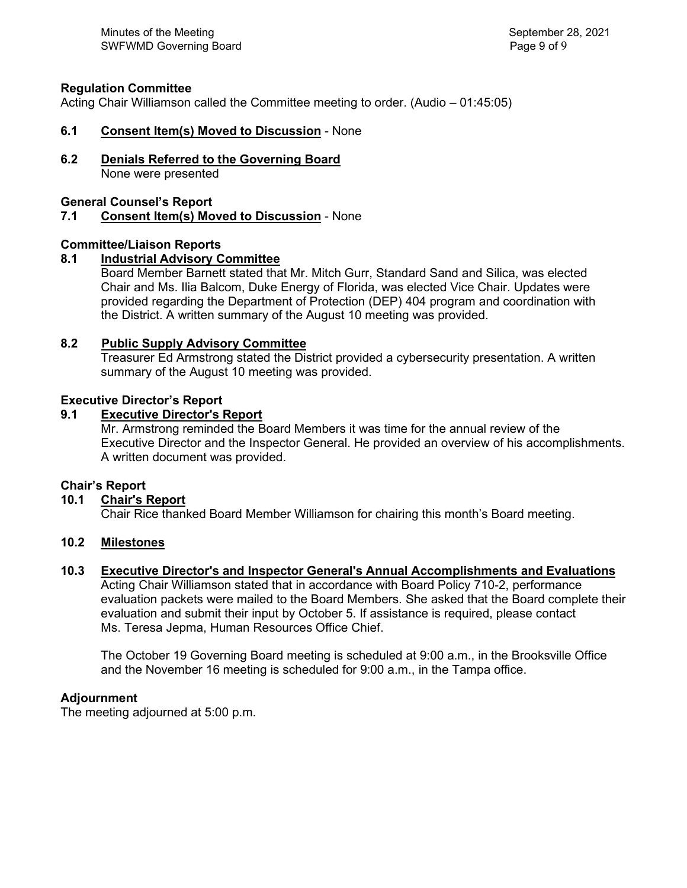**Regulation Committee**

Acting Chair Williamson called the Committee meeting to order. (Audio – 01:45:05)

**6.1 Consent Item(s) Moved to Discussion** - None

**6.2 Denials Referred to the Governing Board**

None were presented

**General Counsel's Report**

**7.1 Consent Item(s) Moved to Discussion** - None

**Committee/Liaison Reports**

**8.1 Industrial Advisory Committee**

Board Member Barnett stated that Mr. Mitch Gurr, Standard Sand and Silica, was elected Chair and Ms. Ilia Balcom, Duke Energy of Florida, was elected Vice Chair. Updates were provided regarding the Department of Protection (DEP) 404 program and coordination with the District. A written summary of the August 10 meeting was provided.

**8.2 Public Supply Advisory Committee**

Treasurer Ed Armstrong stated the District provided a cybersecurity presentation. A written summary of the August 10 meeting was provided.

**Executive Director's Report**

**9.1 Executive Director's Report**

Mr. Armstrong reminded the Board Members it was time for the annual review of the Executive Director and the Inspector General. He provided an overview of his accomplishments. A written document was provided.

**Chair's Report**

**10.1 Chair's Report**

Chair Rice thanked Board Member Williamson for chairing this month's Board meeting.

**10.2 Milestones**

**10.3 Executive Director's and Inspector General's Annual Accomplishments and Evaluations**

Acting Chair Williamson stated that in accordance with Board Policy 710-2, performance evaluation packets were mailed to the Board Members. She asked that the Board complete their evaluation and submit their input by October 5. If assistance is required, please contact Ms. Teresa Jepma, Human Resources Office Chief.

The October 19 Governing Board meeting is scheduled at 9:00 a.m., in the Brooksville Office and the November 16 meeting is scheduled for 9:00 a.m., in the Tampa office.

**Adjournment**

The meeting adjourned at 5:00 p.m.